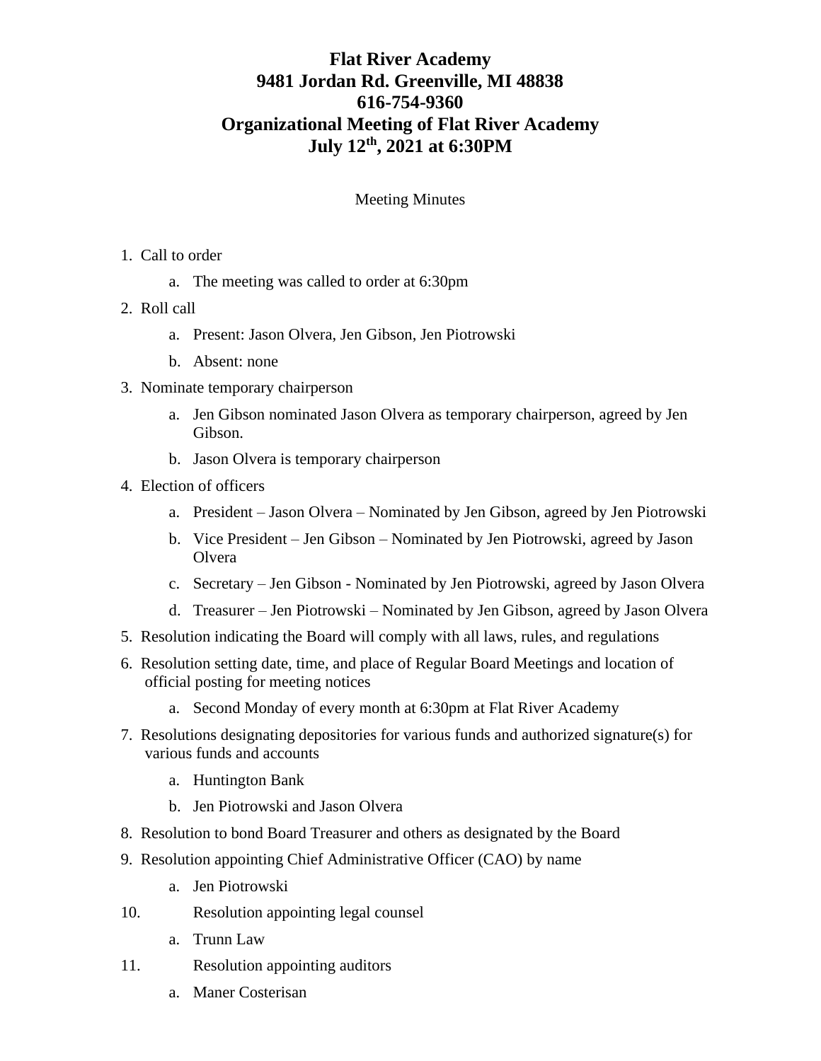# Flat River Academy
# 9481 Jordan Rd. Greenville, MI 48838
# 616-754-9360
# Organizational Meeting of Flat River Academy
# July 12th, 2021 at 6:30PM

Meeting Minutes

1. Call to order
   a. The meeting was called to order at 6:30pm
2. Roll call
   a. Present: Jason Olvera, Jen Gibson, Jen Piotrowski
   b. Absent: none
3. Nominate temporary chairperson
   a. Jen Gibson nominated Jason Olvera as temporary chairperson, agreed by Jen Gibson.
   b. Jason Olvera is temporary chairperson
4. Election of officers
   a. President – Jason Olvera – Nominated by Jen Gibson, agreed by Jen Piotrowski
   b. Vice President – Jen Gibson – Nominated by Jen Piotrowski, agreed by Jason Olvera
   c. Secretary – Jen Gibson - Nominated by Jen Piotrowski, agreed by Jason Olvera
   d. Treasurer – Jen Piotrowski – Nominated by Jen Gibson, agreed by Jason Olvera
5. Resolution indicating the Board will comply with all laws, rules, and regulations
6. Resolution setting date, time, and place of Regular Board Meetings and location of official posting for meeting notices
   a. Second Monday of every month at 6:30pm at Flat River Academy
7. Resolutions designating depositories for various funds and authorized signature(s) for various funds and accounts
   a. Huntington Bank
   b. Jen Piotrowski and Jason Olvera
8. Resolution to bond Board Treasurer and others as designated by the Board
9. Resolution appointing Chief Administrative Officer (CAO) by name
   a. Jen Piotrowski
10. Resolution appointing legal counsel
    a. Trunn Law
11. Resolution appointing auditors
    a. Maner Costerisan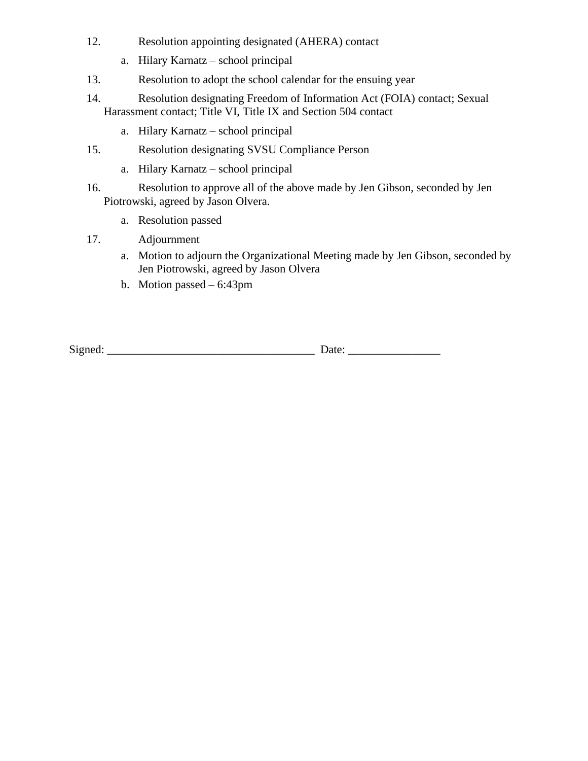12. Resolution appointing designated (AHERA) contact
    a. Hilary Karnatz – school principal
13. Resolution to adopt the school calendar for the ensuing year
14. Resolution designating Freedom of Information Act (FOIA) contact; Sexual Harassment contact; Title VI, Title IX and Section 504 contact
    a. Hilary Karnatz – school principal
15. Resolution designating SVSU Compliance Person
    a. Hilary Karnatz – school principal
16. Resolution to approve all of the above made by Jen Gibson, seconded by Jen Piotrowski, agreed by Jason Olvera.
    a. Resolution passed
17. Adjournment
    a. Motion to adjourn the Organizational Meeting made by Jen Gibson, seconded by Jen Piotrowski, agreed by Jason Olvera
    b. Motion passed – 6:43pm

Signed: ___________________________________ Date: _______________